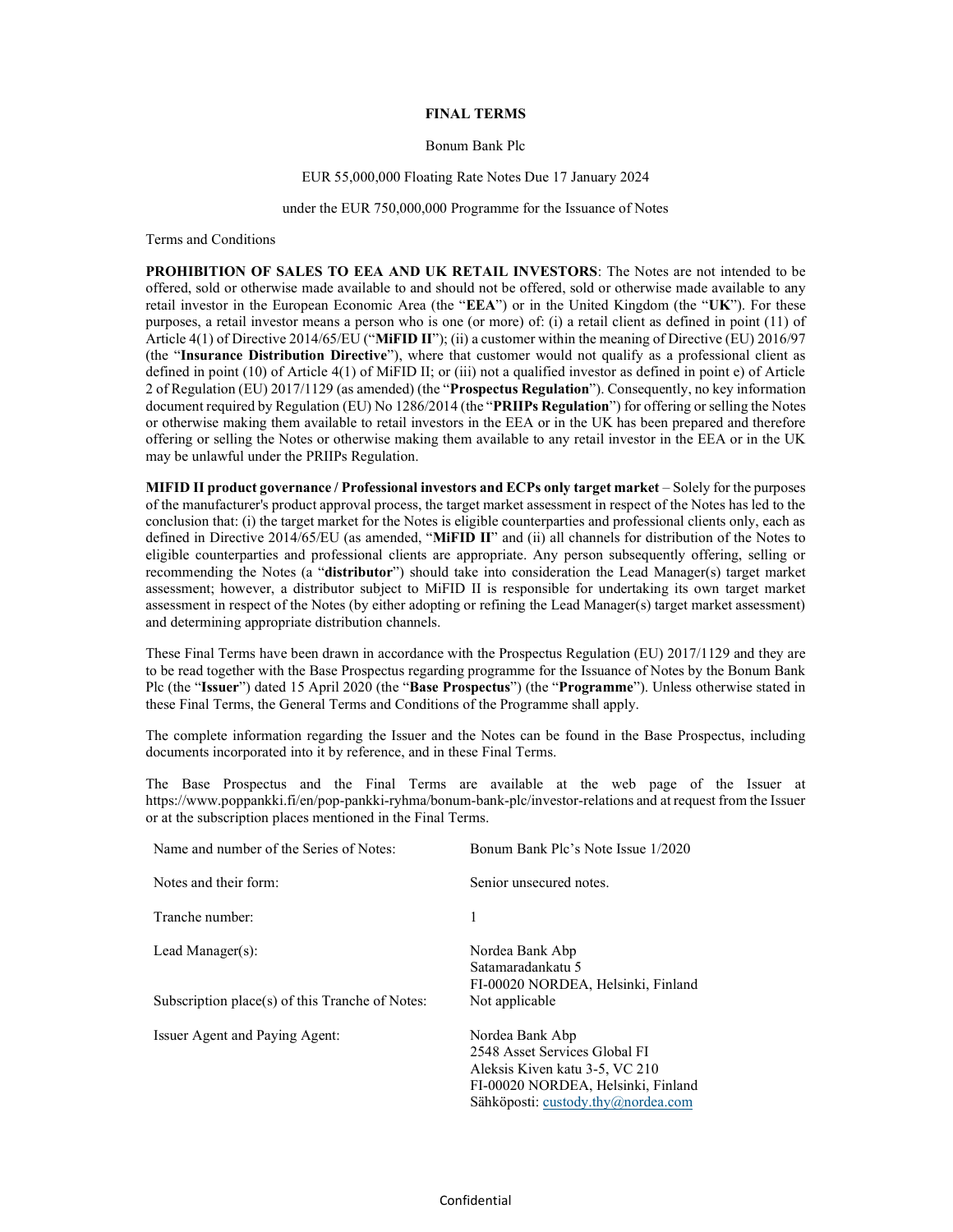# FINAL TERMS

Bonum Bank Plc

EUR 55,000,000 Floating Rate Notes Due 17 January 2024

under the EUR 750,000,000 Programme for the Issuance of Notes

Terms and Conditions

**PROHIBITION OF SALES TO EEA AND UK RETAIL INVESTORS**: The Notes are not intended to be offered, sold or otherwise made available to and should not be offered, sold or otherwise made available to any retail investor in the European Economic Area (the "**EEA**") or in the United Kingdom (the "**UK**"). For these purposes, a retail investor means a person who is one (or more) of: (i) a retail client as defined in point (11) of Article 4(1) of Directive 2014/65/EU ("**MiFID II**"); (ii) a customer within the meaning of Directive (EU) 2016/97 (the "**Insurance Distribution Directive**"), where that customer would not qualify as a professional client as defined in point (10) of Article 4(1) of MiFID II; or (iii) not a qualified investor as defined in point e) of Article 2 of Regulation (EU) 2017/1129 (as amended) (the "**Prospectus Regulation**"). Consequently, no key information document required by Regulation (EU) No 1286/2014 (the "**PRIIPs Regulation**") for offering or selling the Notes or otherwise making them available to retail investors in the EEA or in the UK has been prepared and therefore offering or selling the Notes or otherwise making them available to any retail investor in the EEA or in the UK may be unlawful under the PRIIPs Regulation.

**MIFID II product governance / Professional investors and ECPs only target market** – Solely for the purposes of the manufacturer's product approval process, the target market assessment in respect of the Notes has led to the conclusion that: (i) the target market for the Notes is eligible counterparties and professional clients only, each as defined in Directive 2014/65/EU (as amended, "**MiFID II**" and (ii) all channels for distribution of the Notes to eligible counterparties and professional clients are appropriate. Any person subsequently offering, selling or recommending the Notes (a "**distributor**") should take into consideration the Lead Manager(s) target market assessment; however, a distributor subject to MiFID II is responsible for undertaking its own target market assessment in respect of the Notes (by either adopting or refining the Lead Manager(s) target market assessment) and determining appropriate distribution channels.

These Final Terms have been drawn in accordance with the Prospectus Regulation (EU) 2017/1129 and they are to be read together with the Base Prospectus regarding programme for the Issuance of Notes by the Bonum Bank Plc (the "**Issuer**") dated 15 April 2020 (the "**Base Prospectus**") (the "**Programme**"). Unless otherwise stated in these Final Terms, the General Terms and Conditions of the Programme shall apply.

The complete information regarding the Issuer and the Notes can be found in the Base Prospectus, including documents incorporated into it by reference, and in these Final Terms.

The Base Prospectus and the Final Terms are available at the web page of the Issuer at https://www.poppankki.fi/en/pop-pankki-ryhma/bonum-bank-plc/investor-relations and at request from the Issuer or at the subscription places mentioned in the Final Terms.

| | |
|---|---|
| Name and number of the Series of Notes: | Bonum Bank Plc's Note Issue 1/2020 |
| Notes and their form: | Senior unsecured notes. |
| Tranche number: | 1 |
| Lead Manager(s): | Nordea Bank Abp<br>Satamaradankatu 5<br>FI-00020 NORDEA, Helsinki, Finland |
| Subscription place(s) of this Tranche of Notes: | Not applicable |
| Issuer Agent and Paying Agent: | Nordea Bank Abp<br>2548 Asset Services Global FI<br>Aleksis Kiven katu 3-5, VC 210<br>FI-00020 NORDEA, Helsinki, Finland<br>Sähköposti: custody.thy@nordea.com |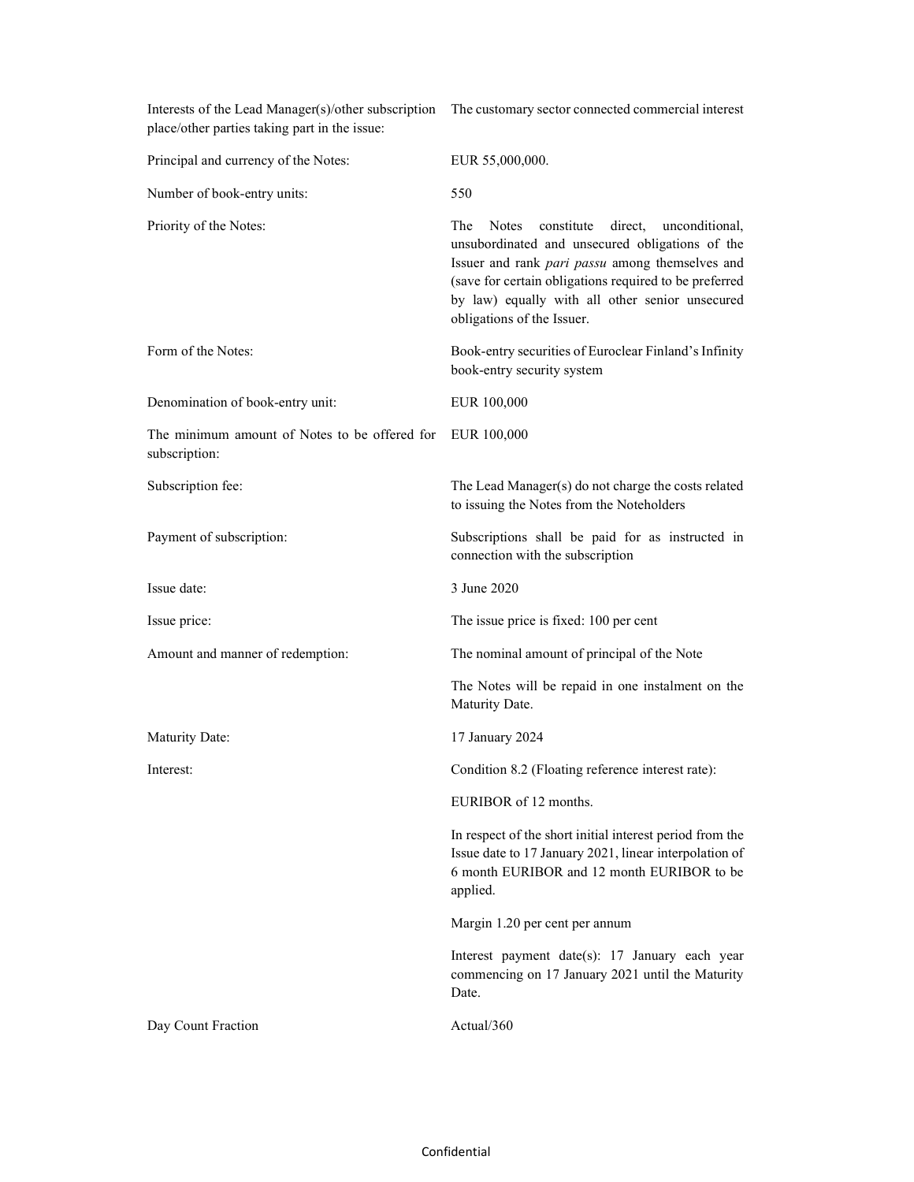| | |
|---|---|
| Interests of the Lead Manager(s)/other subscription place/other parties taking part in the issue: | The customary sector connected commercial interest |
| Principal and currency of the Notes: | EUR 55,000,000. |
| Number of book-entry units: | 550 |
| Priority of the Notes: | The Notes constitute direct, unconditional, unsubordinated and unsecured obligations of the Issuer and rank *pari passu* among themselves and (save for certain obligations required to be preferred by law) equally with all other senior unsecured obligations of the Issuer. |
| Form of the Notes: | Book-entry securities of Euroclear Finland's Infinity book-entry security system |
| Denomination of book-entry unit: | EUR 100,000 |
| The minimum amount of Notes to be offered for subscription: | EUR 100,000 |
| Subscription fee: | The Lead Manager(s) do not charge the costs related to issuing the Notes from the Noteholders |
| Payment of subscription: | Subscriptions shall be paid for as instructed in connection with the subscription |
| Issue date: | 3 June 2020 |
| Issue price: | The issue price is fixed: 100 per cent |
| Amount and manner of redemption: | The nominal amount of principal of the Note<br><br>The Notes will be repaid in one instalment on the Maturity Date. |
| Maturity Date: | 17 January 2024 |
| Interest: | Condition 8.2 (Floating reference interest rate):<br><br>EURIBOR of 12 months.<br><br>In respect of the short initial interest period from the Issue date to 17 January 2021, linear interpolation of 6 month EURIBOR and 12 month EURIBOR to be applied.<br><br>Margin 1.20 per cent per annum<br><br>Interest payment date(s): 17 January each year commencing on 17 January 2021 until the Maturity Date. |
| Day Count Fraction | Actual/360 |

Confidential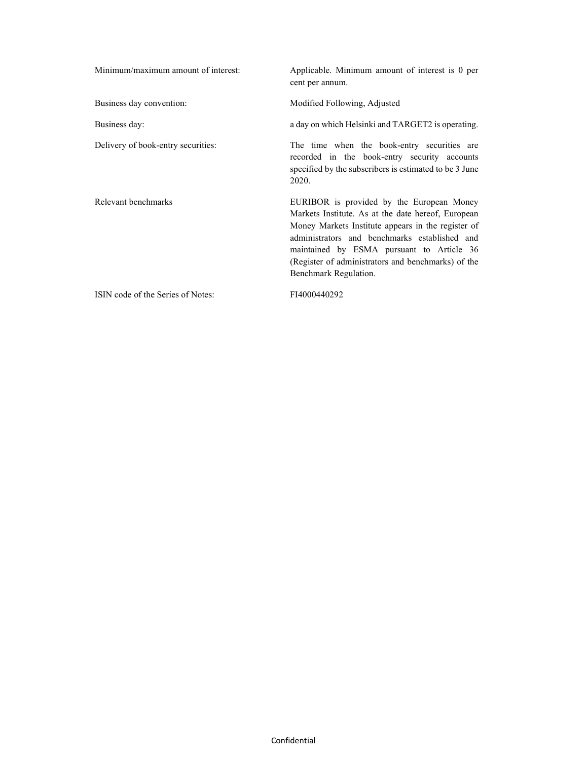| | |
|---|---|
| Minimum/maximum amount of interest: | Applicable. Minimum amount of interest is 0 per cent per annum. |
| Business day convention: | Modified Following, Adjusted |
| Business day: | a day on which Helsinki and TARGET2 is operating. |
| Delivery of book-entry securities: | The time when the book-entry securities are recorded in the book-entry security accounts specified by the subscribers is estimated to be 3 June 2020. |
| Relevant benchmarks | EURIBOR is provided by the European Money Markets Institute. As at the date hereof, European Money Markets Institute appears in the register of administrators and benchmarks established and maintained by ESMA pursuant to Article 36 (Register of administrators and benchmarks) of the Benchmark Regulation. |
| ISIN code of the Series of Notes: | FI4000440292 |

Confidential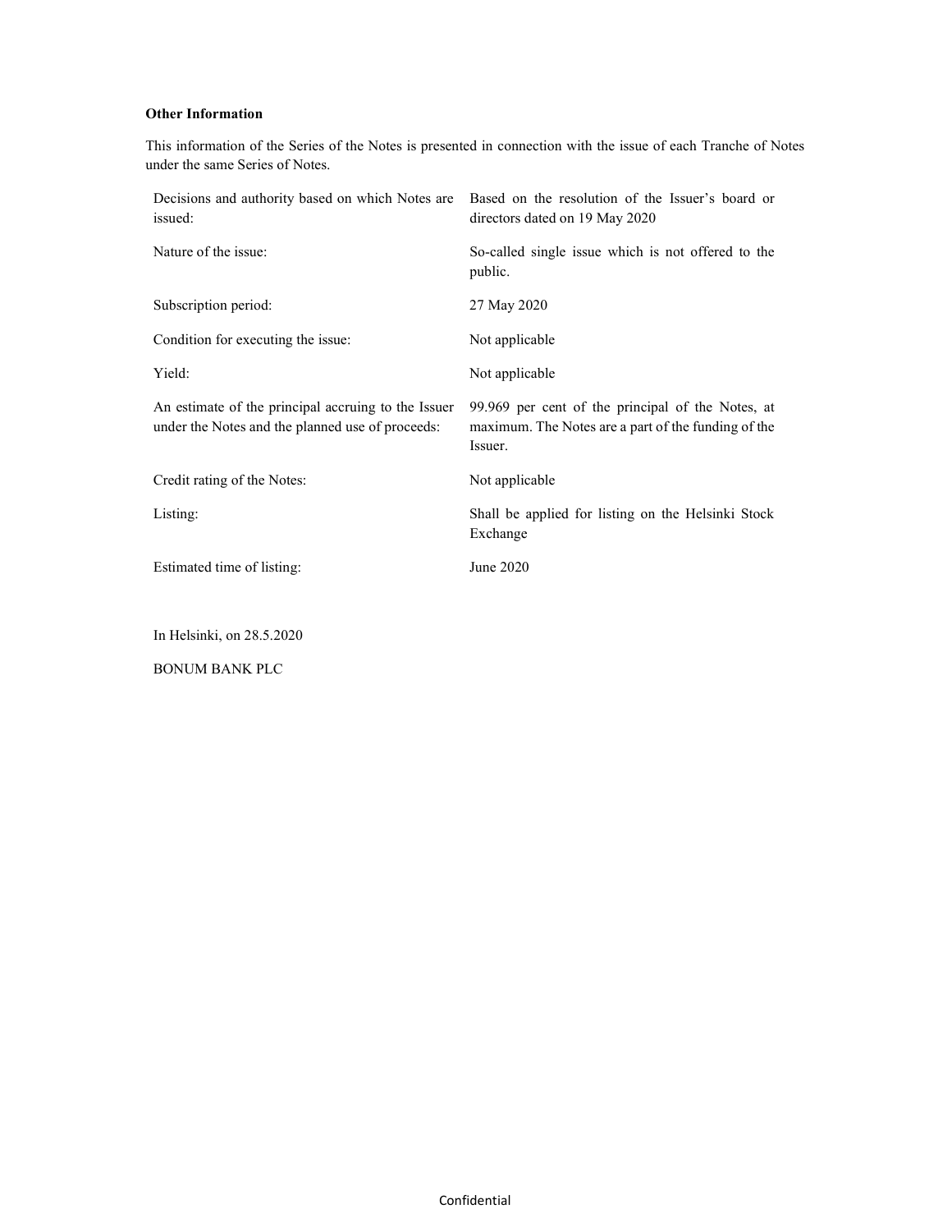**Other Information**

This information of the Series of the Notes is presented in connection with the issue of each Tranche of Notes under the same Series of Notes.

| | |
|---|---|
| Decisions and authority based on which Notes are issued: | Based on the resolution of the Issuer's board or directors dated on 19 May 2020 |
| Nature of the issue: | So-called single issue which is not offered to the public. |
| Subscription period: | 27 May 2020 |
| Condition for executing the issue: | Not applicable |
| Yield: | Not applicable |
| An estimate of the principal accruing to the Issuer under the Notes and the planned use of proceeds: | 99.969 per cent of the principal of the Notes, at maximum. The Notes are a part of the funding of the Issuer. |
| Credit rating of the Notes: | Not applicable |
| Listing: | Shall be applied for listing on the Helsinki Stock Exchange |
| Estimated time of listing: | June 2020 |

In Helsinki, on 28.5.2020

BONUM BANK PLC

Confidential